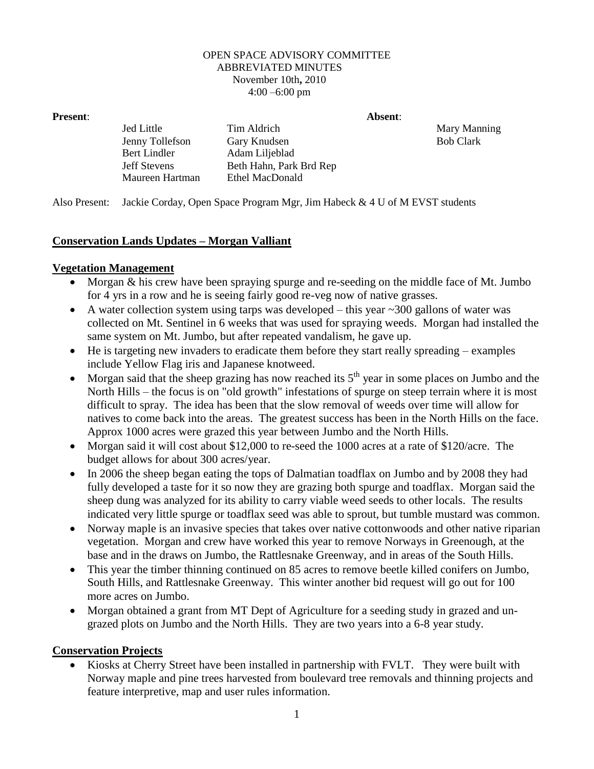OPEN SPACE ADVISORY COMMITTEE
ABBREVIATED MINUTES
November 10th, 2010
4:00 –6:00 pm

**Present**:

| | | **Absent**: |
|---|---|---|
| Jed Little | Tim Aldrich | Mary Manning |
| Jenny Tollefson | Gary Knudsen | Bob Clark |
| Bert Lindler | Adam Liljeblad | |
| Jeff Stevens | Beth Hahn, Park Brd Rep | |
| Maureen Hartman | Ethel MacDonald | |

Also Present: Jackie Corday, Open Space Program Mgr, Jim Habeck & 4 U of M EVST students

## Conservation Lands Updates – Morgan Valliant

### Vegetation Management

- Morgan & his crew have been spraying spurge and re-seeding on the middle face of Mt. Jumbo for 4 yrs in a row and he is seeing fairly good re-veg now of native grasses.
- A water collection system using tarps was developed – this year ~300 gallons of water was collected on Mt. Sentinel in 6 weeks that was used for spraying weeds. Morgan had installed the same system on Mt. Jumbo, but after repeated vandalism, he gave up.
- He is targeting new invaders to eradicate them before they start really spreading – examples include Yellow Flag iris and Japanese knotweed.
- Morgan said that the sheep grazing has now reached its 5th year in some places on Jumbo and the North Hills – the focus is on "old growth" infestations of spurge on steep terrain where it is most difficult to spray. The idea has been that the slow removal of weeds over time will allow for natives to come back into the areas. The greatest success has been in the North Hills on the face. Approx 1000 acres were grazed this year between Jumbo and the North Hills.
- Morgan said it will cost about $12,000 to re-seed the 1000 acres at a rate of $120/acre. The budget allows for about 300 acres/year.
- In 2006 the sheep began eating the tops of Dalmatian toadflax on Jumbo and by 2008 they had fully developed a taste for it so now they are grazing both spurge and toadflax. Morgan said the sheep dung was analyzed for its ability to carry viable weed seeds to other locals. The results indicated very little spurge or toadflax seed was able to sprout, but tumble mustard was common.
- Norway maple is an invasive species that takes over native cottonwoods and other native riparian vegetation. Morgan and crew have worked this year to remove Norways in Greenough, at the base and in the draws on Jumbo, the Rattlesnake Greenway, and in areas of the South Hills.
- This year the timber thinning continued on 85 acres to remove beetle killed conifers on Jumbo, South Hills, and Rattlesnake Greenway. This winter another bid request will go out for 100 more acres on Jumbo.
- Morgan obtained a grant from MT Dept of Agriculture for a seeding study in grazed and un-grazed plots on Jumbo and the North Hills. They are two years into a 6-8 year study.

### Conservation Projects

- Kiosks at Cherry Street have been installed in partnership with FVLT. They were built with Norway maple and pine trees harvested from boulevard tree removals and thinning projects and feature interpretive, map and user rules information.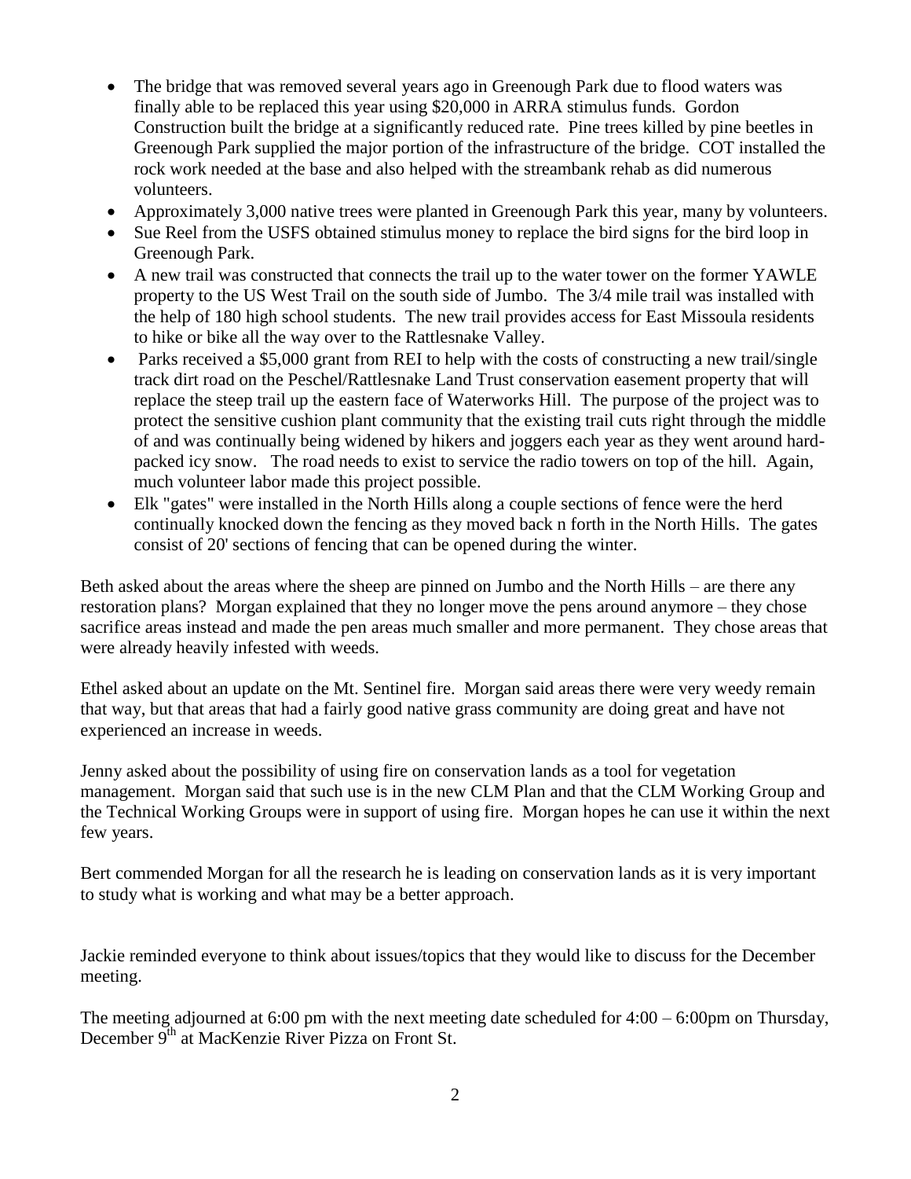- The bridge that was removed several years ago in Greenough Park due to flood waters was finally able to be replaced this year using $20,000 in ARRA stimulus funds. Gordon Construction built the bridge at a significantly reduced rate. Pine trees killed by pine beetles in Greenough Park supplied the major portion of the infrastructure of the bridge. COT installed the rock work needed at the base and also helped with the streambank rehab as did numerous volunteers.
- Approximately 3,000 native trees were planted in Greenough Park this year, many by volunteers.
- Sue Reel from the USFS obtained stimulus money to replace the bird signs for the bird loop in Greenough Park.
- A new trail was constructed that connects the trail up to the water tower on the former YAWLE property to the US West Trail on the south side of Jumbo. The 3/4 mile trail was installed with the help of 180 high school students. The new trail provides access for East Missoula residents to hike or bike all the way over to the Rattlesnake Valley.
- Parks received a $5,000 grant from REI to help with the costs of constructing a new trail/single track dirt road on the Peschel/Rattlesnake Land Trust conservation easement property that will replace the steep trail up the eastern face of Waterworks Hill. The purpose of the project was to protect the sensitive cushion plant community that the existing trail cuts right through the middle of and was continually being widened by hikers and joggers each year as they went around hard-packed icy snow. The road needs to exist to service the radio towers on top of the hill. Again, much volunteer labor made this project possible.
- Elk "gates" were installed in the North Hills along a couple sections of fence were the herd continually knocked down the fencing as they moved back n forth in the North Hills. The gates consist of 20' sections of fencing that can be opened during the winter.

Beth asked about the areas where the sheep are pinned on Jumbo and the North Hills – are there any restoration plans? Morgan explained that they no longer move the pens around anymore – they chose sacrifice areas instead and made the pen areas much smaller and more permanent. They chose areas that were already heavily infested with weeds.

Ethel asked about an update on the Mt. Sentinel fire. Morgan said areas there were very weedy remain that way, but that areas that had a fairly good native grass community are doing great and have not experienced an increase in weeds.

Jenny asked about the possibility of using fire on conservation lands as a tool for vegetation management. Morgan said that such use is in the new CLM Plan and that the CLM Working Group and the Technical Working Groups were in support of using fire. Morgan hopes he can use it within the next few years.

Bert commended Morgan for all the research he is leading on conservation lands as it is very important to study what is working and what may be a better approach.

Jackie reminded everyone to think about issues/topics that they would like to discuss for the December meeting.

The meeting adjourned at 6:00 pm with the next meeting date scheduled for 4:00 – 6:00pm on Thursday, December 9th at MacKenzie River Pizza on Front St.